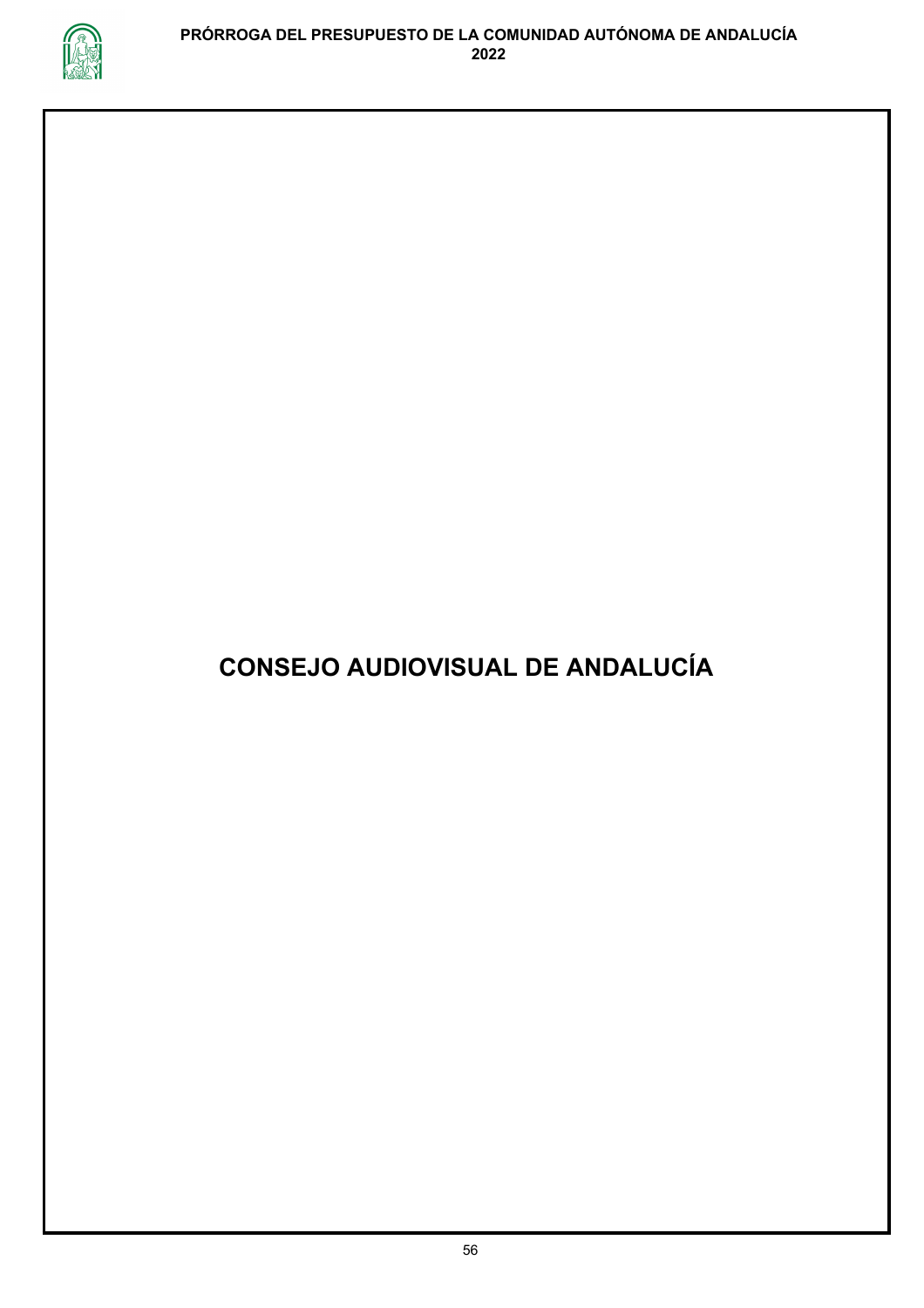# CONSEJO AUDIOVISUAL DE ANDALUCÍA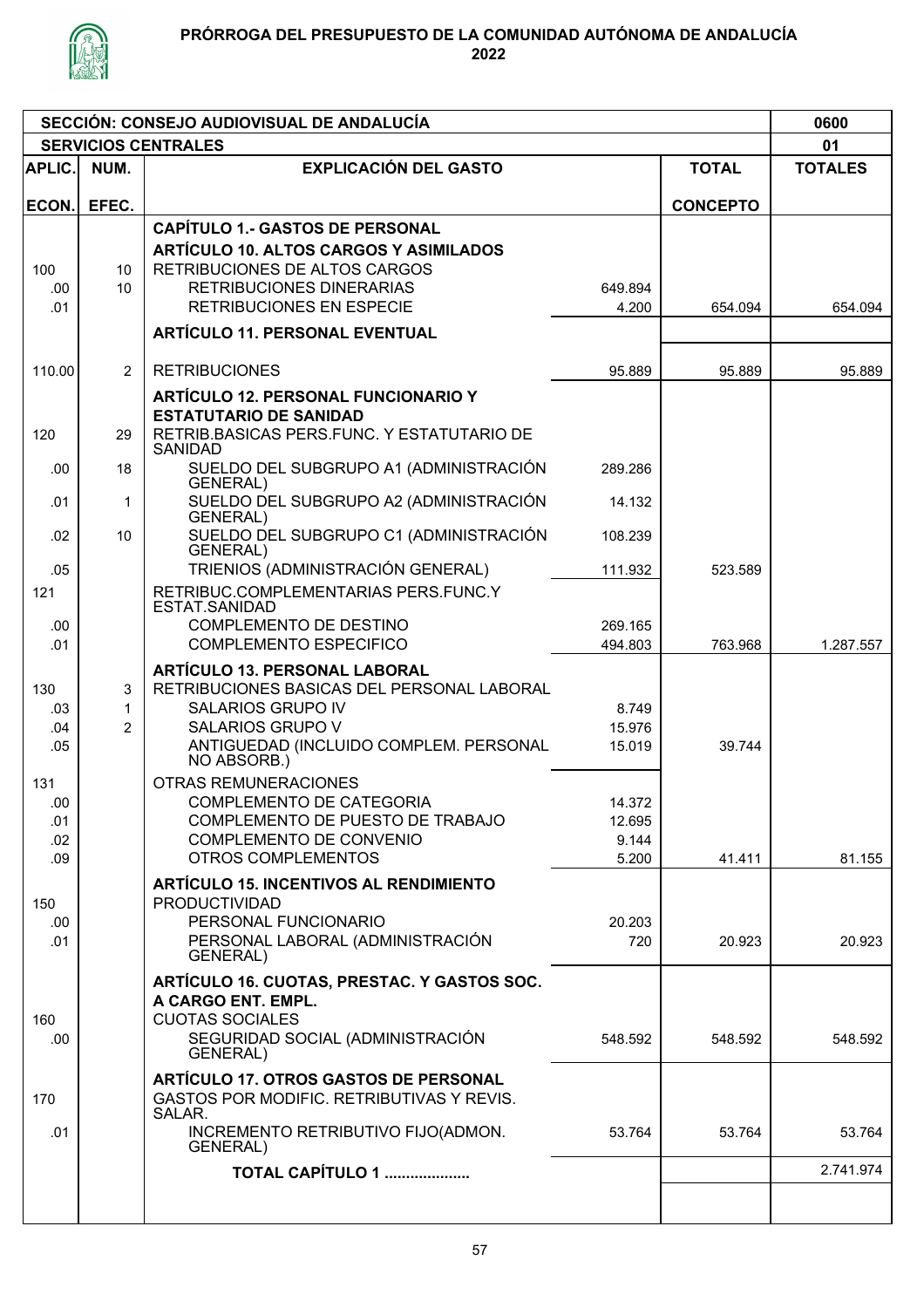## PRÓRROGA DEL PRESUPUESTO DE LA COMUNIDAD AUTÓNOMA DE ANDALUCÍA 2022

| SECCIÓN: CONSEJO AUDIOVISUAL DE ANDALUCÍA | | | | | 0600 |
|---|---|---|---|---|---|
| **SERVICIOS CENTRALES** | | | | | **01** |
| **APLIC. ECON.** | **NUM. EFEC.** | **EXPLICACIÓN DEL GASTO** | | **TOTAL CONCEPTO** | **TOTALES** |
| | | **CAPÍTULO 1.- GASTOS DE PERSONAL** | | | |
| | | **ARTÍCULO 10. ALTOS CARGOS Y ASIMILADOS** | | | |
| 100 | 10 | RETRIBUCIONES DE ALTOS CARGOS | | | |
| .00 | 10 | RETRIBUCIONES DINERARIAS | 649.894 | | |
| .01 | | RETRIBUCIONES EN ESPECIE | 4.200 | 654.094 | 654.094 |
| | | **ARTÍCULO 11. PERSONAL EVENTUAL** | | | |
| 110.00 | 2 | RETRIBUCIONES | 95.889 | 95.889 | 95.889 |
| | | **ARTÍCULO 12. PERSONAL FUNCIONARIO Y ESTATUTARIO DE SANIDAD** | | | |
| 120 | 29 | RETRIB.BASICAS PERS.FUNC. Y ESTATUTARIO DE SANIDAD | | | |
| .00 | 18 | SUELDO DEL SUBGRUPO A1 (ADMINISTRACIÓN GENERAL) | 289.286 | | |
| .01 | 1 | SUELDO DEL SUBGRUPO A2 (ADMINISTRACIÓN GENERAL) | 14.132 | | |
| .02 | 10 | SUELDO DEL SUBGRUPO C1 (ADMINISTRACIÓN GENERAL) | 108.239 | | |
| .05 | | TRIENIOS (ADMINISTRACIÓN GENERAL) | 111.932 | 523.589 | |
| 121 | | RETRIBUC.COMPLEMENTARIAS PERS.FUNC.Y ESTAT.SANIDAD | | | |
| .00 | | COMPLEMENTO DE DESTINO | 269.165 | | |
| .01 | | COMPLEMENTO ESPECIFICO | 494.803 | 763.968 | 1.287.557 |
| | | **ARTÍCULO 13. PERSONAL LABORAL** | | | |
| 130 | 3 | RETRIBUCIONES BASICAS DEL PERSONAL LABORAL | | | |
| .03 | 1 | SALARIOS GRUPO IV | 8.749 | | |
| .04 | 2 | SALARIOS GRUPO V | 15.976 | | |
| .05 | | ANTIGUEDAD (INCLUIDO COMPLEM. PERSONAL NO ABSORB.) | 15.019 | 39.744 | |
| 131 | | OTRAS REMUNERACIONES | | | |
| .00 | | COMPLEMENTO DE CATEGORIA | 14.372 | | |
| .01 | | COMPLEMENTO DE PUESTO DE TRABAJO | 12.695 | | |
| .02 | | COMPLEMENTO DE CONVENIO | 9.144 | | |
| .09 | | OTROS COMPLEMENTOS | 5.200 | 41.411 | 81.155 |
| | | **ARTÍCULO 15. INCENTIVOS AL RENDIMIENTO** | | | |
| 150 | | PRODUCTIVIDAD | | | |
| .00 | | PERSONAL FUNCIONARIO | 20.203 | | |
| .01 | | PERSONAL LABORAL (ADMINISTRACIÓN GENERAL) | 720 | 20.923 | 20.923 |
| | | **ARTÍCULO 16. CUOTAS, PRESTAC. Y GASTOS SOC. A CARGO ENT. EMPL.** | | | |
| 160 | | CUOTAS SOCIALES | | | |
| .00 | | SEGURIDAD SOCIAL (ADMINISTRACIÓN GENERAL) | 548.592 | 548.592 | 548.592 |
| | | **ARTÍCULO 17. OTROS GASTOS DE PERSONAL** | | | |
| 170 | | GASTOS POR MODIFIC. RETRIBUTIVAS Y REVIS. SALAR. | | | |
| .01 | | INCREMENTO RETRIBUTIVO FIJO(ADMON. GENERAL) | 53.764 | 53.764 | 53.764 |
| | | **TOTAL CAPÍTULO 1 ...................** | | | 2.741.974 |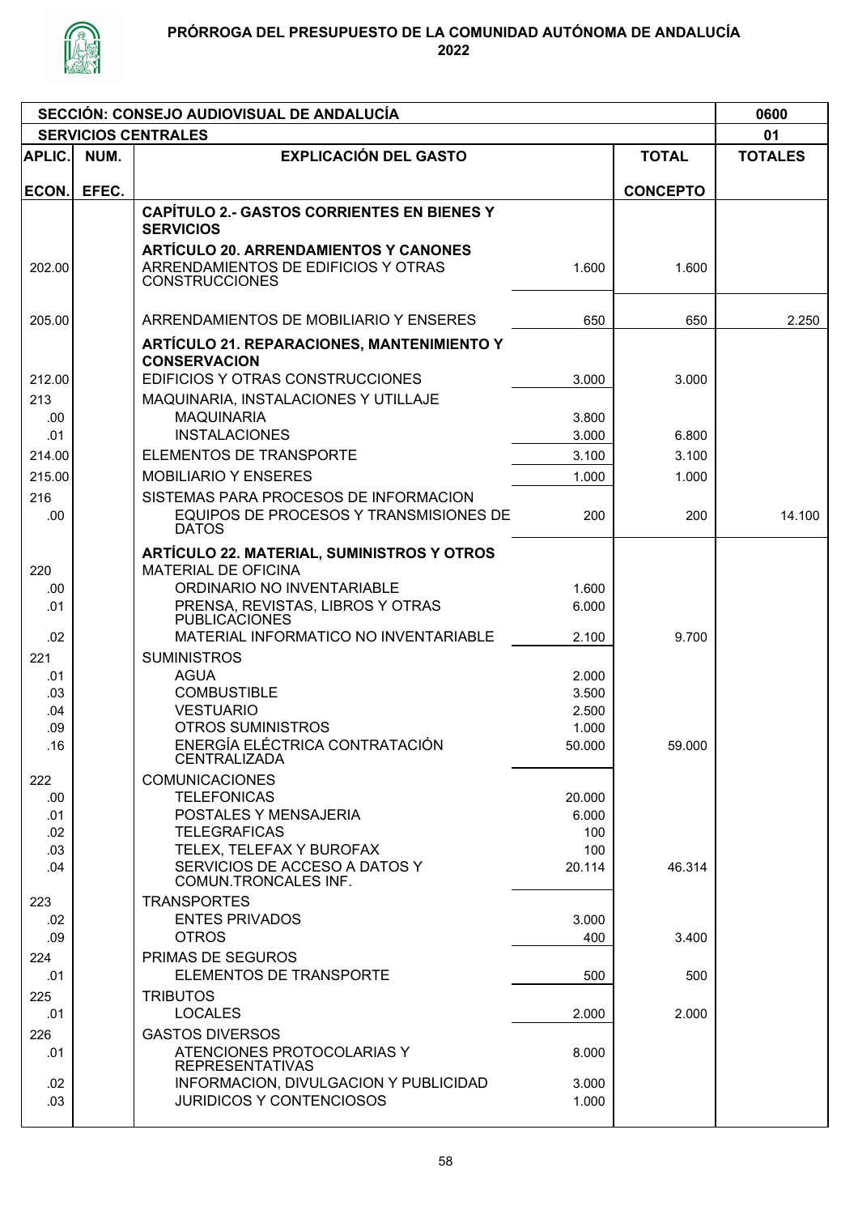# PRÓRROGA DEL PRESUPUESTO DE LA COMUNIDAD AUTÓNOMA DE ANDALUCÍA 2022

| SECCIÓN: CONSEJO AUDIOVISUAL DE ANDALUCÍA | | | | | 0600 |
|---|---|---|---|---|---|
| **SERVICIOS CENTRALES** | | | | | **01** |
| **APLIC.** | **NUM.** | **EXPLICACIÓN DEL GASTO** | | **TOTAL** | **TOTALES** |
| **ECON.** | **EFEC.** | | | **CONCEPTO** | |
| | | **CAPÍTULO 2.- GASTOS CORRIENTES EN BIENES Y SERVICIOS** | | | |
| | | **ARTÍCULO 20. ARRENDAMIENTOS Y CANONES** | | | |
| 202.00 | | ARRENDAMIENTOS DE EDIFICIOS Y OTRAS CONSTRUCCIONES | 1.600 | 1.600 | |
| 205.00 | | ARRENDAMIENTOS DE MOBILIARIO Y ENSERES | 650 | 650 | 2.250 |
| | | **ARTÍCULO 21. REPARACIONES, MANTENIMIENTO Y CONSERVACION** | | | |
| 212.00 | | EDIFICIOS Y OTRAS CONSTRUCCIONES | 3.000 | 3.000 | |
| 213 | | MAQUINARIA, INSTALACIONES Y UTILLAJE | | | |
| .00 | | MAQUINARIA | 3.800 | | |
| .01 | | INSTALACIONES | 3.000 | 6.800 | |
| 214.00 | | ELEMENTOS DE TRANSPORTE | 3.100 | 3.100 | |
| 215.00 | | MOBILIARIO Y ENSERES | 1.000 | 1.000 | |
| 216 | | SISTEMAS PARA PROCESOS DE INFORMACION | | | |
| .00 | | EQUIPOS DE PROCESOS Y TRANSMISIONES DE DATOS | 200 | 200 | 14.100 |
| | | **ARTÍCULO 22. MATERIAL, SUMINISTROS Y OTROS** | | | |
| 220 | | MATERIAL DE OFICINA | | | |
| .00 | | ORDINARIO NO INVENTARIABLE | 1.600 | | |
| .01 | | PRENSA, REVISTAS, LIBROS Y OTRAS PUBLICACIONES | 6.000 | | |
| .02 | | MATERIAL INFORMATICO NO INVENTARIABLE | 2.100 | 9.700 | |
| 221 | | SUMINISTROS | | | |
| .01 | | AGUA | 2.000 | | |
| .03 | | COMBUSTIBLE | 3.500 | | |
| .04 | | VESTUARIO | 2.500 | | |
| .09 | | OTROS SUMINISTROS | 1.000 | | |
| .16 | | ENERGÍA ELÉCTRICA CONTRATACIÓN CENTRALIZADA | 50.000 | 59.000 | |
| 222 | | COMUNICACIONES | | | |
| .00 | | TELEFONICAS | 20.000 | | |
| .01 | | POSTALES Y MENSAJERIA | 6.000 | | |
| .02 | | TELEGRAFICAS | 100 | | |
| .03 | | TELEX, TELEFAX Y BUROFAX | 100 | | |
| .04 | | SERVICIOS DE ACCESO A DATOS Y COMUN.TRONCALES INF. | 20.114 | 46.314 | |
| 223 | | TRANSPORTES | | | |
| .02 | | ENTES PRIVADOS | 3.000 | | |
| .09 | | OTROS | 400 | 3.400 | |
| 224 | | PRIMAS DE SEGUROS | | | |
| .01 | | ELEMENTOS DE TRANSPORTE | 500 | 500 | |
| 225 | | TRIBUTOS | | | |
| .01 | | LOCALES | 2.000 | 2.000 | |
| 226 | | GASTOS DIVERSOS | | | |
| .01 | | ATENCIONES PROTOCOLARIAS Y REPRESENTATIVAS | 8.000 | | |
| .02 | | INFORMACION, DIVULGACION Y PUBLICIDAD | 3.000 | | |
| .03 | | JURIDICOS Y CONTENCIOSOS | 1.000 | | |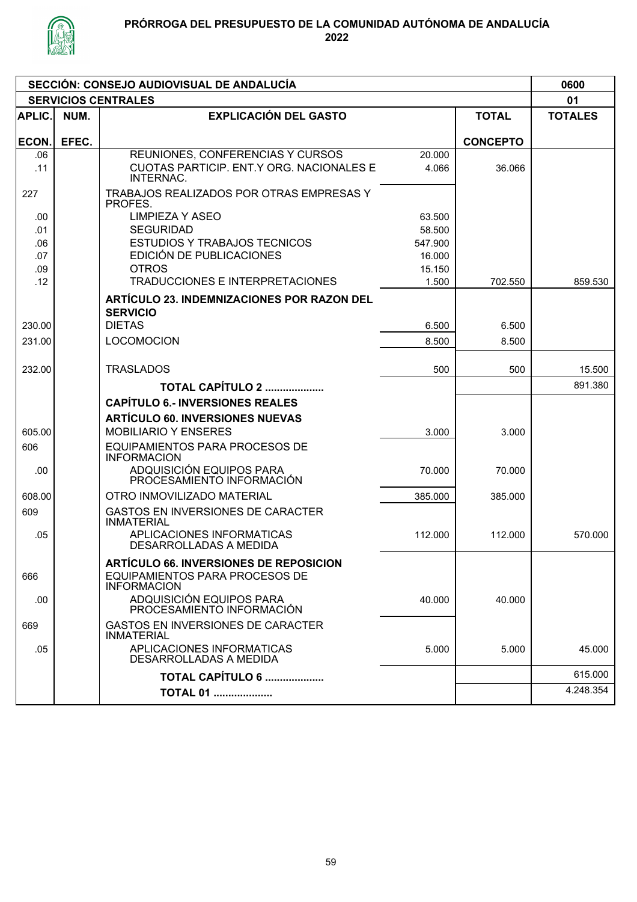# PRÓRROGA DEL PRESUPUESTO DE LA COMUNIDAD AUTÓNOMA DE ANDALUCÍA 2022

| SECCIÓN: CONSEJO AUDIOVISUAL DE ANDALUCÍA | | | | | 0600 |
|---|---|---|---|---|---|
| **SERVICIOS CENTRALES** | | | | | **01** |
| **APLIC. ECON.** | **NUM. EFEC.** | **EXPLICACIÓN DEL GASTO** | | **TOTAL CONCEPTO** | **TOTALES** |
| .06 | | REUNIONES, CONFERENCIAS Y CURSOS | 20.000 | | |
| .11 | | CUOTAS PARTICIP. ENT.Y ORG. NACIONALES E INTERNAC. | 4.066 | 36.066 | |
| 227 | | TRABAJOS REALIZADOS POR OTRAS EMPRESAS Y PROFES. | | | |
| .00 | | LIMPIEZA Y ASEO | 63.500 | | |
| .01 | | SEGURIDAD | 58.500 | | |
| .06 | | ESTUDIOS Y TRABAJOS TECNICOS | 547.900 | | |
| .07 | | EDICIÓN DE PUBLICACIONES | 16.000 | | |
| .09 | | OTROS | 15.150 | | |
| .12 | | TRADUCCIONES E INTERPRETACIONES | 1.500 | 702.550 | 859.530 |
| | | **ARTÍCULO 23. INDEMNIZACIONES POR RAZON DEL SERVICIO** | | | |
| 230.00 | | DIETAS | 6.500 | 6.500 | |
| 231.00 | | LOCOMOCION | 8.500 | 8.500 | |
| 232.00 | | TRASLADOS | 500 | 500 | 15.500 |
| | | **TOTAL CAPÍTULO 2 ....................** | | | 891.380 |
| | | **CAPÍTULO 6.- INVERSIONES REALES** | | | |
| | | **ARTÍCULO 60. INVERSIONES NUEVAS** | | | |
| 605.00 | | MOBILIARIO Y ENSERES | 3.000 | 3.000 | |
| 606 | | EQUIPAMIENTOS PARA PROCESOS DE INFORMACION | | | |
| .00 | | ADQUISICIÓN EQUIPOS PARA PROCESAMIENTO INFORMACIÓN | 70.000 | 70.000 | |
| 608.00 | | OTRO INMOVILIZADO MATERIAL | 385.000 | 385.000 | |
| 609 | | GASTOS EN INVERSIONES DE CARACTER INMATERIAL | | | |
| .05 | | APLICACIONES INFORMATICAS DESARROLLADAS A MEDIDA | 112.000 | 112.000 | 570.000 |
| | | **ARTÍCULO 66. INVERSIONES DE REPOSICION** | | | |
| 666 | | EQUIPAMIENTOS PARA PROCESOS DE INFORMACION | | | |
| .00 | | ADQUISICIÓN EQUIPOS PARA PROCESAMIENTO INFORMACIÓN | 40.000 | 40.000 | |
| 669 | | GASTOS EN INVERSIONES DE CARACTER INMATERIAL | | | |
| .05 | | APLICACIONES INFORMATICAS DESARROLLADAS A MEDIDA | 5.000 | 5.000 | 45.000 |
| | | **TOTAL CAPÍTULO 6 ....................** | | | 615.000 |
| | | **TOTAL 01 ....................** | | | 4.248.354 |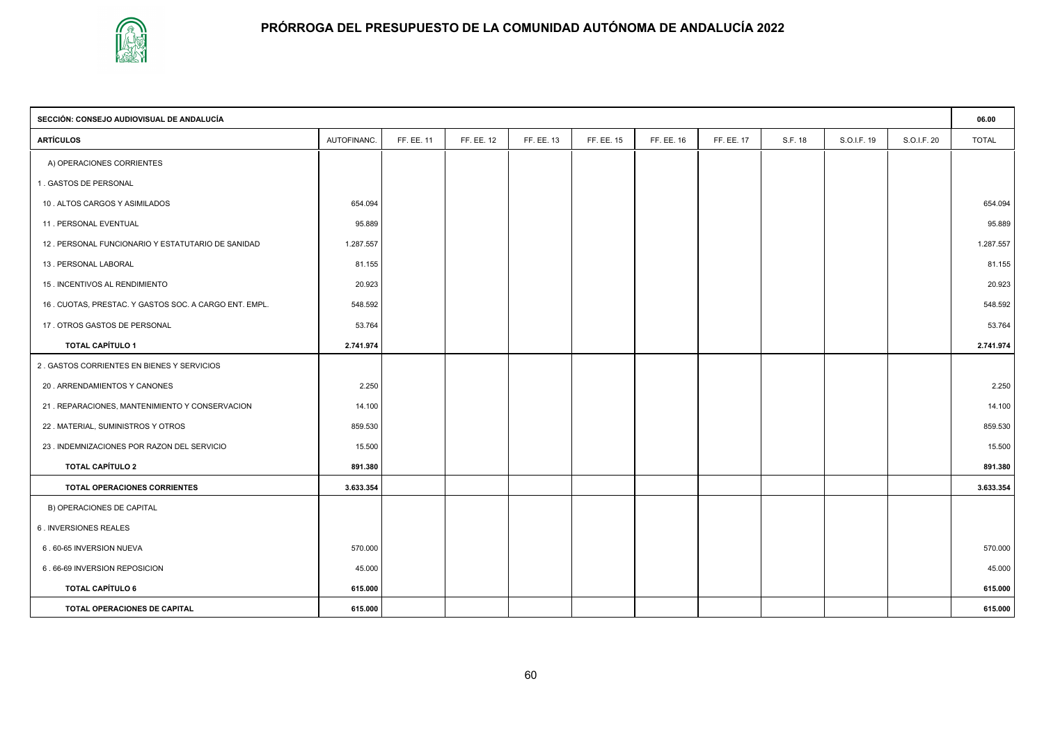# PRÓRROGA DEL PRESUPUESTO DE LA COMUNIDAD AUTÓNOMA DE ANDALUCÍA 2022

| SECCIÓN: CONSEJO AUDIOVISUAL DE ANDALUCÍA | | | | | | | | | | | 06.00 |
|---|---|---|---|---|---|---|---|---|---|---|---|
| **ARTÍCULOS** | AUTOFINANC. | FF. EE. 11 | FF. EE. 12 | FF. EE. 13 | FF. EE. 15 | FF. EE. 16 | FF. EE. 17 | S.F. 18 | S.O.I.F. 19 | S.O.I.F. 20 | TOTAL |
| A) OPERACIONES CORRIENTES | | | | | | | | | | | |
| 1 . GASTOS DE PERSONAL | | | | | | | | | | | |
| 10 . ALTOS CARGOS Y ASIMILADOS | 654.094 | | | | | | | | | | 654.094 |
| 11 . PERSONAL EVENTUAL | 95.889 | | | | | | | | | | 95.889 |
| 12 . PERSONAL FUNCIONARIO Y ESTATUTARIO DE SANIDAD | 1.287.557 | | | | | | | | | | 1.287.557 |
| 13 . PERSONAL LABORAL | 81.155 | | | | | | | | | | 81.155 |
| 15 . INCENTIVOS AL RENDIMIENTO | 20.923 | | | | | | | | | | 20.923 |
| 16 . CUOTAS, PRESTAC. Y GASTOS SOC. A CARGO ENT. EMPL. | 548.592 | | | | | | | | | | 548.592 |
| 17 . OTROS GASTOS DE PERSONAL | 53.764 | | | | | | | | | | 53.764 |
| **TOTAL CAPÍTULO 1** | **2.741.974** | | | | | | | | | | **2.741.974** |
| 2 . GASTOS CORRIENTES EN BIENES Y SERVICIOS | | | | | | | | | | | |
| 20 . ARRENDAMIENTOS Y CANONES | 2.250 | | | | | | | | | | 2.250 |
| 21 . REPARACIONES, MANTENIMIENTO Y CONSERVACION | 14.100 | | | | | | | | | | 14.100 |
| 22 . MATERIAL, SUMINISTROS Y OTROS | 859.530 | | | | | | | | | | 859.530 |
| 23 . INDEMNIZACIONES POR RAZON DEL SERVICIO | 15.500 | | | | | | | | | | 15.500 |
| **TOTAL CAPÍTULO 2** | **891.380** | | | | | | | | | | **891.380** |
| **TOTAL OPERACIONES CORRIENTES** | **3.633.354** | | | | | | | | | | **3.633.354** |
| B) OPERACIONES DE CAPITAL | | | | | | | | | | | |
| 6 . INVERSIONES REALES | | | | | | | | | | | |
| 6 . 60-65 INVERSION NUEVA | 570.000 | | | | | | | | | | 570.000 |
| 6 . 66-69 INVERSION REPOSICION | 45.000 | | | | | | | | | | 45.000 |
| **TOTAL CAPÍTULO 6** | **615.000** | | | | | | | | | | **615.000** |
| **TOTAL OPERACIONES DE CAPITAL** | **615.000** | | | | | | | | | | **615.000** |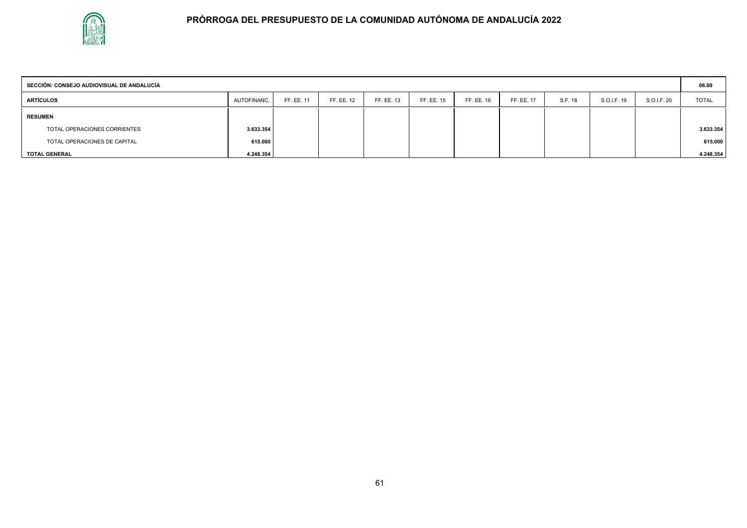# PRÓRROGA DEL PRESUPUESTO DE LA COMUNIDAD AUTÓNOMA DE ANDALUCÍA 2022

| SECCIÓN: CONSEJO AUDIOVISUAL DE ANDALUCÍA | | | | | | | | | | | 06.00 |
|---|---|---|---|---|---|---|---|---|---|---|---|
| **ARTÍCULOS** | AUTOFINANC. | FF. EE. 11 | FF. EE. 12 | FF. EE. 13 | FF. EE. 15 | FF. EE. 16 | FF. EE. 17 | S.F. 18 | S.O.I.F. 19 | S.O.I.F. 20 | TOTAL |
| **RESUMEN** | | | | | | | | | | | |
| TOTAL OPERACIONES CORRIENTES | **3.633.354** | | | | | | | | | | **3.633.354** |
| TOTAL OPERACIONES DE CAPITAL | **615.000** | | | | | | | | | | **615.000** |
| **TOTAL GENERAL** | **4.248.354** | | | | | | | | | | **4.248.354** |